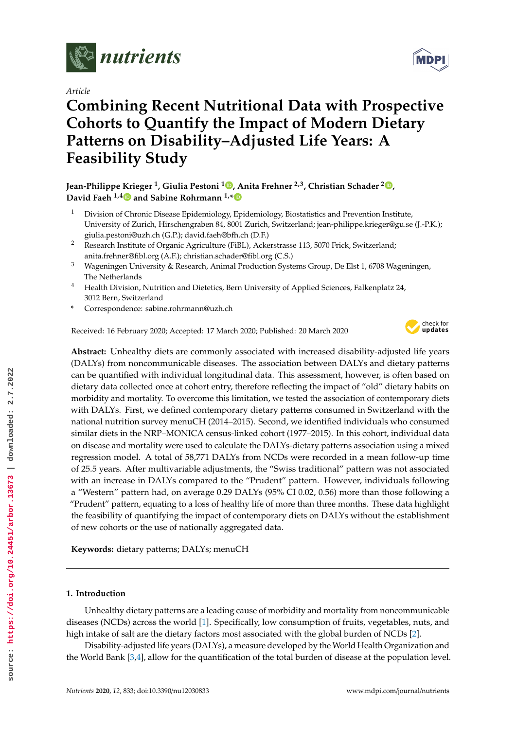Article

# Combining Recent Nutritional Data with Prospective Cohorts to Quantify the Impact of Modern Dietary Patterns on Disability–Adjusted Life Years: A Feasibility Study

**Jean-Philippe Krieger [1], Giulia Pestoni [1], Anita Frehner [2,3], Christian Schader [2], David Faeh [1,4] and Sabine Rohrmann [1,*]**

1 Division of Chronic Disease Epidemiology, Epidemiology, Biostatistics and Prevention Institute, University of Zurich, Hirschengraben 84, 8001 Zurich, Switzerland; jean-philippe.krieger@gu.se (J.-P.K.); giulia.pestoni@uzh.ch (G.P.); david.faeh@bfh.ch (D.F.)

2 Research Institute of Organic Agriculture (FiBL), Ackerstrasse 113, 5070 Frick, Switzerland; anita.frehner@fibl.org (A.F.); christian.schader@fibl.org (C.S.)

3 Wageningen University & Research, Animal Production Systems Group, De Elst 1, 6708 Wageningen, The Netherlands

4 Health Division, Nutrition and Dietetics, Bern University of Applied Sciences, Falkenplatz 24, 3012 Bern, Switzerland

\* Correspondence: sabine.rohrmann@uzh.ch

Received: 16 February 2020; Accepted: 17 March 2020; Published: 20 March 2020

**Abstract:** Unhealthy diets are commonly associated with increased disability-adjusted life years (DALYs) from noncommunicable diseases. The association between DALYs and dietary patterns can be quantified with individual longitudinal data. This assessment, however, is often based on dietary data collected once at cohort entry, therefore reflecting the impact of "old" dietary habits on morbidity and mortality. To overcome this limitation, we tested the association of contemporary diets with DALYs. First, we defined contemporary dietary patterns consumed in Switzerland with the national nutrition survey menuCH (2014–2015). Second, we identified individuals who consumed similar diets in the NRP–MONICA census-linked cohort (1977–2015). In this cohort, individual data on disease and mortality were used to calculate the DALYs-dietary patterns association using a mixed regression model. A total of 58,771 DALYs from NCDs were recorded in a mean follow-up time of 25.5 years. After multivariable adjustments, the "Swiss traditional" pattern was not associated with an increase in DALYs compared to the "Prudent" pattern. However, individuals following a "Western" pattern had, on average 0.29 DALYs (95% CI 0.02, 0.56) more than those following a "Prudent" pattern, equating to a loss of healthy life of more than three months. These data highlight the feasibility of quantifying the impact of contemporary diets on DALYs without the establishment of new cohorts or the use of nationally aggregated data.

**Keywords:** dietary patterns; DALYs; menuCH

## 1. Introduction

Unhealthy dietary patterns are a leading cause of morbidity and mortality from noncommunicable diseases (NCDs) across the world [1]. Specifically, low consumption of fruits, vegetables, nuts, and high intake of salt are the dietary factors most associated with the global burden of NCDs [2].

Disability-adjusted life years (DALYs), a measure developed by the World Health Organization and the World Bank [3,4], allow for the quantification of the total burden of disease at the population level.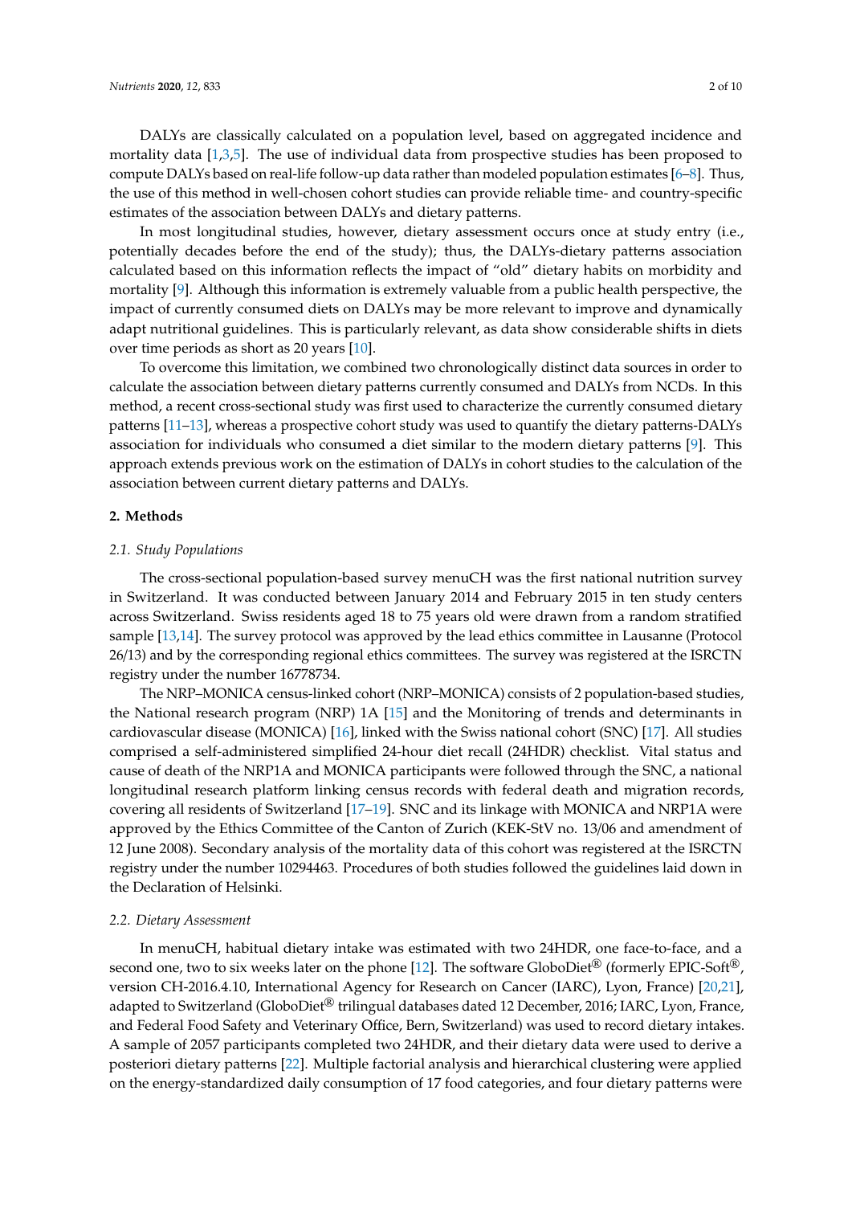DALYs are classically calculated on a population level, based on aggregated incidence and mortality data [1,3,5]. The use of individual data from prospective studies has been proposed to compute DALYs based on real-life follow-up data rather than modeled population estimates [6–8]. Thus, the use of this method in well-chosen cohort studies can provide reliable time- and country-specific estimates of the association between DALYs and dietary patterns.

In most longitudinal studies, however, dietary assessment occurs once at study entry (i.e., potentially decades before the end of the study); thus, the DALYs-dietary patterns association calculated based on this information reflects the impact of "old" dietary habits on morbidity and mortality [9]. Although this information is extremely valuable from a public health perspective, the impact of currently consumed diets on DALYs may be more relevant to improve and dynamically adapt nutritional guidelines. This is particularly relevant, as data show considerable shifts in diets over time periods as short as 20 years [10].

To overcome this limitation, we combined two chronologically distinct data sources in order to calculate the association between dietary patterns currently consumed and DALYs from NCDs. In this method, a recent cross-sectional study was first used to characterize the currently consumed dietary patterns [11–13], whereas a prospective cohort study was used to quantify the dietary patterns-DALYs association for individuals who consumed a diet similar to the modern dietary patterns [9]. This approach extends previous work on the estimation of DALYs in cohort studies to the calculation of the association between current dietary patterns and DALYs.

## 2. Methods

### 2.1. Study Populations

The cross-sectional population-based survey menuCH was the first national nutrition survey in Switzerland. It was conducted between January 2014 and February 2015 in ten study centers across Switzerland. Swiss residents aged 18 to 75 years old were drawn from a random stratified sample [13,14]. The survey protocol was approved by the lead ethics committee in Lausanne (Protocol 26/13) and by the corresponding regional ethics committees. The survey was registered at the ISRCTN registry under the number 16778734.

The NRP–MONICA census-linked cohort (NRP–MONICA) consists of 2 population-based studies, the National research program (NRP) 1A [15] and the Monitoring of trends and determinants in cardiovascular disease (MONICA) [16], linked with the Swiss national cohort (SNC) [17]. All studies comprised a self-administered simplified 24-hour diet recall (24HDR) checklist. Vital status and cause of death of the NRP1A and MONICA participants were followed through the SNC, a national longitudinal research platform linking census records with federal death and migration records, covering all residents of Switzerland [17–19]. SNC and its linkage with MONICA and NRP1A were approved by the Ethics Committee of the Canton of Zurich (KEK-StV no. 13/06 and amendment of 12 June 2008). Secondary analysis of the mortality data of this cohort was registered at the ISRCTN registry under the number 10294463. Procedures of both studies followed the guidelines laid down in the Declaration of Helsinki.

### 2.2. Dietary Assessment

In menuCH, habitual dietary intake was estimated with two 24HDR, one face-to-face, and a second one, two to six weeks later on the phone [12]. The software GloboDiet® (formerly EPIC-Soft®, version CH-2016.4.10, International Agency for Research on Cancer (IARC), Lyon, France) [20,21], adapted to Switzerland (GloboDiet® trilingual databases dated 12 December, 2016; IARC, Lyon, France, and Federal Food Safety and Veterinary Office, Bern, Switzerland) was used to record dietary intakes. A sample of 2057 participants completed two 24HDR, and their dietary data were used to derive a posteriori dietary patterns [22]. Multiple factorial analysis and hierarchical clustering were applied on the energy-standardized daily consumption of 17 food categories, and four dietary patterns were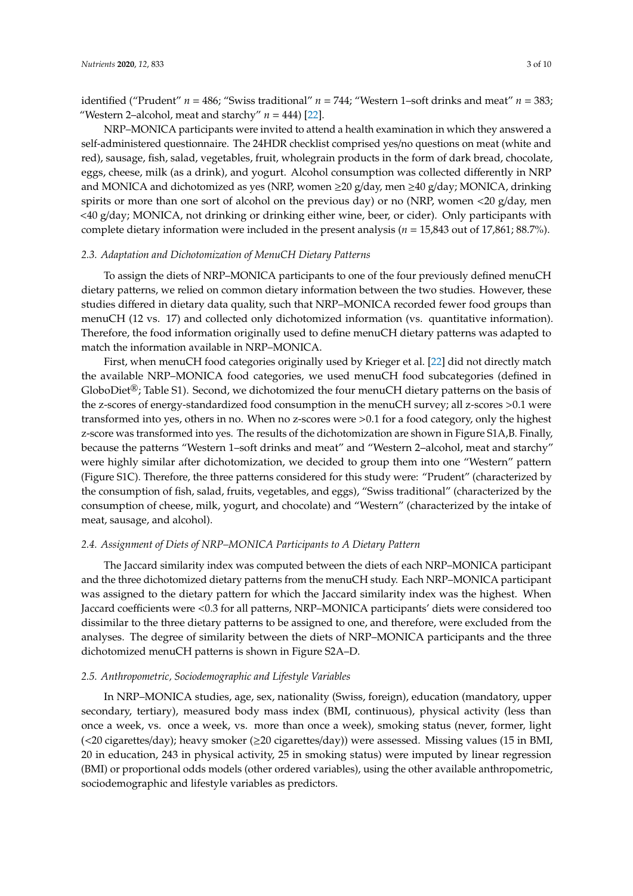identified ("Prudent" $n$ = 486; "Swiss traditional" $n$ = 744; "Western 1–soft drinks and meat" $n$ = 383; "Western 2–alcohol, meat and starchy" $n$ = 444) [22].

NRP–MONICA participants were invited to attend a health examination in which they answered a self-administered questionnaire. The 24HDR checklist comprised yes/no questions on meat (white and red), sausage, fish, salad, vegetables, fruit, wholegrain products in the form of dark bread, chocolate, eggs, cheese, milk (as a drink), and yogurt. Alcohol consumption was collected differently in NRP and MONICA and dichotomized as yes (NRP, women ≥20 g/day, men ≥40 g/day; MONICA, drinking spirits or more than one sort of alcohol on the previous day) or no (NRP, women <20 g/day, men <40 g/day; MONICA, not drinking or drinking either wine, beer, or cider). Only participants with complete dietary information were included in the present analysis ($n$ = 15,843 out of 17,861; 88.7%).

### *2.3. Adaptation and Dichotomization of MenuCH Dietary Patterns*

To assign the diets of NRP–MONICA participants to one of the four previously defined menuCH dietary patterns, we relied on common dietary information between the two studies. However, these studies differed in dietary data quality, such that NRP–MONICA recorded fewer food groups than menuCH (12 vs. 17) and collected only dichotomized information (vs. quantitative information). Therefore, the food information originally used to define menuCH dietary patterns was adapted to match the information available in NRP–MONICA.

First, when menuCH food categories originally used by Krieger et al. [22] did not directly match the available NRP–MONICA food categories, we used menuCH food subcategories (defined in GloboDiet®; Table S1). Second, we dichotomized the four menuCH dietary patterns on the basis of the z-scores of energy-standardized food consumption in the menuCH survey; all z-scores >0.1 were transformed into yes, others in no. When no z-scores were >0.1 for a food category, only the highest z-score was transformed into yes. The results of the dichotomization are shown in Figure S1A,B. Finally, because the patterns "Western 1–soft drinks and meat" and "Western 2–alcohol, meat and starchy" were highly similar after dichotomization, we decided to group them into one "Western" pattern (Figure S1C). Therefore, the three patterns considered for this study were: "Prudent" (characterized by the consumption of fish, salad, fruits, vegetables, and eggs), "Swiss traditional" (characterized by the consumption of cheese, milk, yogurt, and chocolate) and "Western" (characterized by the intake of meat, sausage, and alcohol).

### *2.4. Assignment of Diets of NRP–MONICA Participants to A Dietary Pattern*

The Jaccard similarity index was computed between the diets of each NRP–MONICA participant and the three dichotomized dietary patterns from the menuCH study. Each NRP–MONICA participant was assigned to the dietary pattern for which the Jaccard similarity index was the highest. When Jaccard coefficients were <0.3 for all patterns, NRP–MONICA participants' diets were considered too dissimilar to the three dietary patterns to be assigned to one, and therefore, were excluded from the analyses. The degree of similarity between the diets of NRP–MONICA participants and the three dichotomized menuCH patterns is shown in Figure S2A–D.

### *2.5. Anthropometric, Sociodemographic and Lifestyle Variables*

In NRP–MONICA studies, age, sex, nationality (Swiss, foreign), education (mandatory, upper secondary, tertiary), measured body mass index (BMI, continuous), physical activity (less than once a week, vs. once a week, vs. more than once a week), smoking status (never, former, light (<20 cigarettes/day); heavy smoker (≥20 cigarettes/day)) were assessed. Missing values (15 in BMI, 20 in education, 243 in physical activity, 25 in smoking status) were imputed by linear regression (BMI) or proportional odds models (other ordered variables), using the other available anthropometric, sociodemographic and lifestyle variables as predictors.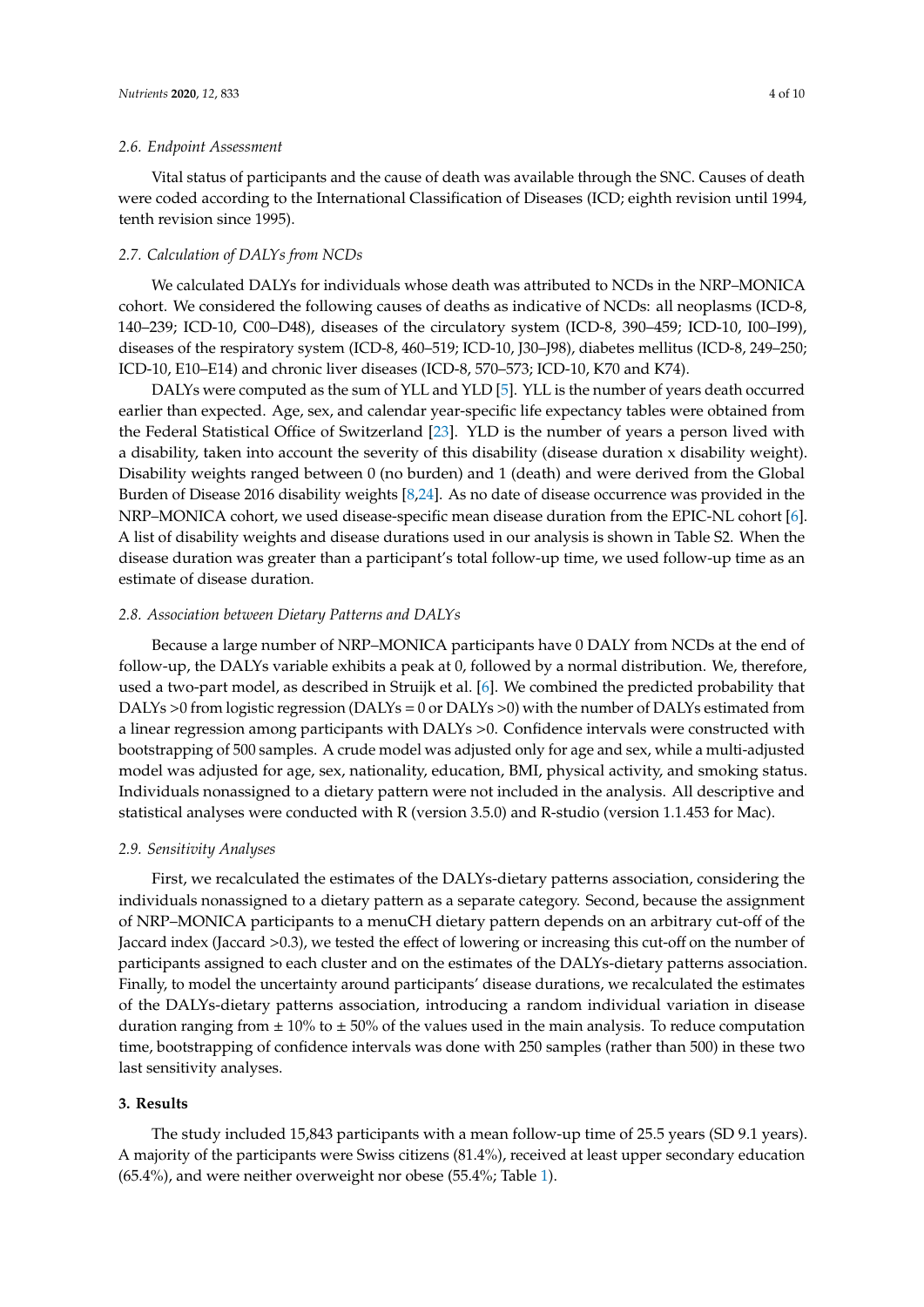### 2.6. Endpoint Assessment

Vital status of participants and the cause of death was available through the SNC. Causes of death were coded according to the International Classification of Diseases (ICD; eighth revision until 1994, tenth revision since 1995).

### 2.7. Calculation of DALYs from NCDs

We calculated DALYs for individuals whose death was attributed to NCDs in the NRP–MONICA cohort. We considered the following causes of deaths as indicative of NCDs: all neoplasms (ICD-8, 140–239; ICD-10, C00–D48), diseases of the circulatory system (ICD-8, 390–459; ICD-10, I00–I99), diseases of the respiratory system (ICD-8, 460–519; ICD-10, J30–J98), diabetes mellitus (ICD-8, 249–250; ICD-10, E10–E14) and chronic liver diseases (ICD-8, 570–573; ICD-10, K70 and K74).

DALYs were computed as the sum of YLL and YLD [5]. YLL is the number of years death occurred earlier than expected. Age, sex, and calendar year-specific life expectancy tables were obtained from the Federal Statistical Office of Switzerland [23]. YLD is the number of years a person lived with a disability, taken into account the severity of this disability (disease duration x disability weight). Disability weights ranged between 0 (no burden) and 1 (death) and were derived from the Global Burden of Disease 2016 disability weights [8,24]. As no date of disease occurrence was provided in the NRP–MONICA cohort, we used disease-specific mean disease duration from the EPIC-NL cohort [6]. A list of disability weights and disease durations used in our analysis is shown in Table S2. When the disease duration was greater than a participant's total follow-up time, we used follow-up time as an estimate of disease duration.

### 2.8. Association between Dietary Patterns and DALYs

Because a large number of NRP–MONICA participants have 0 DALY from NCDs at the end of follow-up, the DALYs variable exhibits a peak at 0, followed by a normal distribution. We, therefore, used a two-part model, as described in Struijk et al. [6]. We combined the predicted probability that DALYs >0 from logistic regression (DALYs = 0 or DALYs >0) with the number of DALYs estimated from a linear regression among participants with DALYs >0. Confidence intervals were constructed with bootstrapping of 500 samples. A crude model was adjusted only for age and sex, while a multi-adjusted model was adjusted for age, sex, nationality, education, BMI, physical activity, and smoking status. Individuals nonassigned to a dietary pattern were not included in the analysis. All descriptive and statistical analyses were conducted with R (version 3.5.0) and R-studio (version 1.1.453 for Mac).

### 2.9. Sensitivity Analyses

First, we recalculated the estimates of the DALYs-dietary patterns association, considering the individuals nonassigned to a dietary pattern as a separate category. Second, because the assignment of NRP–MONICA participants to a menuCH dietary pattern depends on an arbitrary cut-off of the Jaccard index (Jaccard >0.3), we tested the effect of lowering or increasing this cut-off on the number of participants assigned to each cluster and on the estimates of the DALYs-dietary patterns association. Finally, to model the uncertainty around participants' disease durations, we recalculated the estimates of the DALYs-dietary patterns association, introducing a random individual variation in disease duration ranging from ± 10% to ± 50% of the values used in the main analysis. To reduce computation time, bootstrapping of confidence intervals was done with 250 samples (rather than 500) in these two last sensitivity analyses.

## 3. Results

The study included 15,843 participants with a mean follow-up time of 25.5 years (SD 9.1 years). A majority of the participants were Swiss citizens (81.4%), received at least upper secondary education (65.4%), and were neither overweight nor obese (55.4%; Table 1).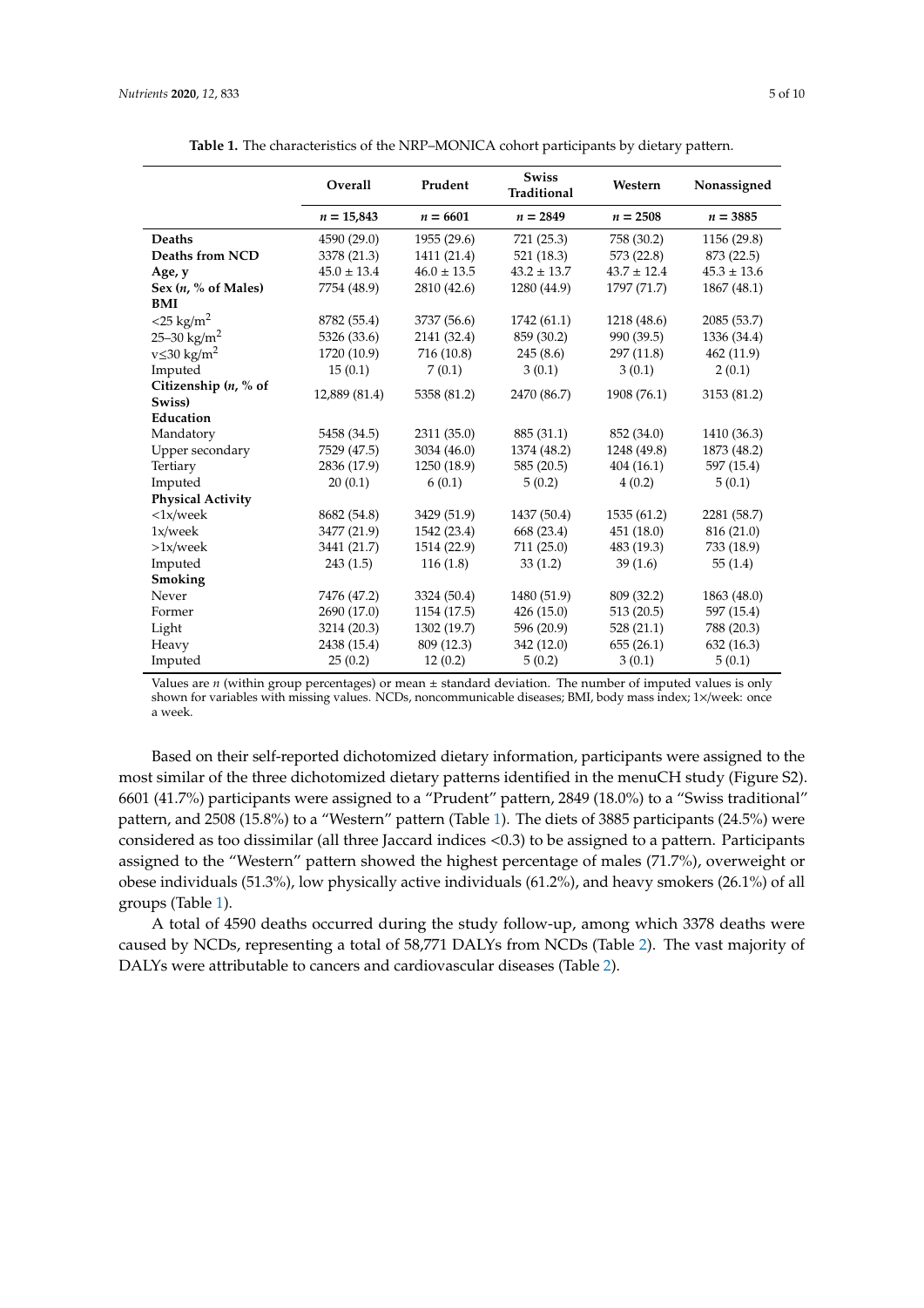**Table 1.** The characteristics of the NRP–MONICA cohort participants by dietary pattern.

| | Overall | Prudent | Swiss Traditional | Western | Nonassigned |
|---|---|---|---|---|---|
| | *n* = 15,843 | *n* = 6601 | *n* = 2849 | *n* = 2508 | *n* = 3885 |
| **Deaths** | 4590 (29.0) | 1955 (29.6) | 721 (25.3) | 758 (30.2) | 1156 (29.8) |
| **Deaths from NCD** | 3378 (21.3) | 1411 (21.4) | 521 (18.3) | 573 (22.8) | 873 (22.5) |
| **Age, y** | 45.0 ± 13.4 | 46.0 ± 13.5 | 43.2 ± 13.7 | 43.7 ± 12.4 | 45.3 ± 13.6 |
| **Sex (*n*, % of Males)** | 7754 (48.9) | 2810 (42.6) | 1280 (44.9) | 1797 (71.7) | 1867 (48.1) |
| **BMI** | | | | | |
| <25 kg/m$^2$ | 8782 (55.4) | 3737 (56.6) | 1742 (61.1) | 1218 (48.6) | 2085 (53.7) |
| 25–30 kg/m$^2$ | 5326 (33.6) | 2141 (32.4) | 859 (30.2) | 990 (39.5) | 1336 (34.4) |
| v≤30 kg/m$^2$ | 1720 (10.9) | 716 (10.8) | 245 (8.6) | 297 (11.8) | 462 (11.9) |
| Imputed | 15 (0.1) | 7 (0.1) | 3 (0.1) | 3 (0.1) | 2 (0.1) |
| **Citizenship (*n*, % of Swiss)** | 12,889 (81.4) | 5358 (81.2) | 2470 (86.7) | 1908 (76.1) | 3153 (81.2) |
| **Education** | | | | | |
| Mandatory | 5458 (34.5) | 2311 (35.0) | 885 (31.1) | 852 (34.0) | 1410 (36.3) |
| Upper secondary | 7529 (47.5) | 3034 (46.0) | 1374 (48.2) | 1248 (49.8) | 1873 (48.2) |
| Tertiary | 2836 (17.9) | 1250 (18.9) | 585 (20.5) | 404 (16.1) | 597 (15.4) |
| Imputed | 20 (0.1) | 6 (0.1) | 5 (0.2) | 4 (0.2) | 5 (0.1) |
| **Physical Activity** | | | | | |
| <1x/week | 8682 (54.8) | 3429 (51.9) | 1437 (50.4) | 1535 (61.2) | 2281 (58.7) |
| 1x/week | 3477 (21.9) | 1542 (23.4) | 668 (23.4) | 451 (18.0) | 816 (21.0) |
| >1x/week | 3441 (21.7) | 1514 (22.9) | 711 (25.0) | 483 (19.3) | 733 (18.9) |
| Imputed | 243 (1.5) | 116 (1.8) | 33 (1.2) | 39 (1.6) | 55 (1.4) |
| **Smoking** | | | | | |
| Never | 7476 (47.2) | 3324 (50.4) | 1480 (51.9) | 809 (32.2) | 1863 (48.0) |
| Former | 2690 (17.0) | 1154 (17.5) | 426 (15.0) | 513 (20.5) | 597 (15.4) |
| Light | 3214 (20.3) | 1302 (19.7) | 596 (20.9) | 528 (21.1) | 788 (20.3) |
| Heavy | 2438 (15.4) | 809 (12.3) | 342 (12.0) | 655 (26.1) | 632 (16.3) |
| Imputed | 25 (0.2) | 12 (0.2) | 5 (0.2) | 3 (0.1) | 5 (0.1) |

Values are *n* (within group percentages) or mean ± standard deviation. The number of imputed values is only shown for variables with missing values. NCDs, noncommunicable diseases; BMI, body mass index; 1×/week: once a week.

Based on their self-reported dichotomized dietary information, participants were assigned to the most similar of the three dichotomized dietary patterns identified in the menuCH study (Figure S2). 6601 (41.7%) participants were assigned to a "Prudent" pattern, 2849 (18.0%) to a "Swiss traditional" pattern, and 2508 (15.8%) to a "Western" pattern (Table 1). The diets of 3885 participants (24.5%) were considered as too dissimilar (all three Jaccard indices <0.3) to be assigned to a pattern. Participants assigned to the "Western" pattern showed the highest percentage of males (71.7%), overweight or obese individuals (51.3%), low physically active individuals (61.2%), and heavy smokers (26.1%) of all groups (Table 1).

A total of 4590 deaths occurred during the study follow-up, among which 3378 deaths were caused by NCDs, representing a total of 58,771 DALYs from NCDs (Table 2). The vast majority of DALYs were attributable to cancers and cardiovascular diseases (Table 2).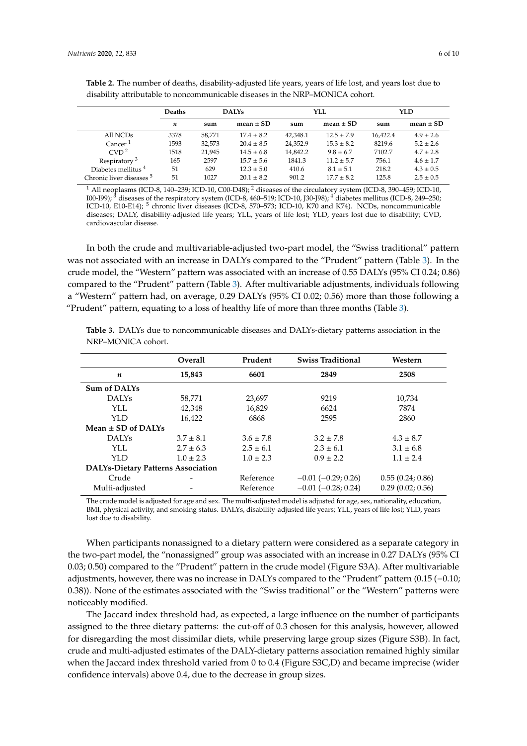**Table 2.** The number of deaths, disability-adjusted life years, years of life lost, and years lost due to disability attributable to noncommunicable diseases in the NRP–MONICA cohort.

| | Deaths | DALYs | | YLL | | YLD | |
|---|---|---|---|---|---|---|---|
| | *n* | sum | mean ± SD | sum | mean ± SD | sum | mean ± SD |
| All NCDs | 3378 | 58,771 | 17.4 ± 8.2 | 42,348.1 | 12.5 ± 7.9 | 16,422.4 | 4.9 ± 2.6 |
| Cancer [1] | 1593 | 32,573 | 20.4 ± 8.5 | 24,352.9 | 15.3 ± 8.2 | 8219.6 | 5.2 ± 2.6 |
| CVD [2] | 1518 | 21,945 | 14.5 ± 6.8 | 14,842.2 | 9.8 ± 6.7 | 7102.7 | 4.7 ± 2.8 |
| Respiratory [3] | 165 | 2597 | 15.7 ± 5.6 | 1841.3 | 11.2 ± 5.7 | 756.1 | 4.6 ± 1.7 |
| Diabetes mellitus [4] | 51 | 629 | 12.3 ± 5.0 | 410.6 | 8.1 ± 5.1 | 218.2 | 4.3 ± 0.5 |
| Chronic liver diseases [5] | 51 | 1027 | 20.1 ± 8.2 | 901.2 | 17.7 ± 8.2 | 125.8 | 2.5 ± 0.5 |

[1] All neoplasms (ICD-8, 140–239; ICD-10, C00-D48); [2] diseases of the circulatory system (ICD-8, 390–459; ICD-10, I00-I99); [3] diseases of the respiratory system (ICD-8, 460–519; ICD-10, J30-J98); [4] diabetes mellitus (ICD-8, 249–250; ICD-10, E10-E14); [5] chronic liver diseases (ICD-8, 570–573; ICD-10, K70 and K74). NCDs, noncommunicable diseases; DALY, disability-adjusted life years; YLL, years of life lost; YLD, years lost due to disability; CVD, cardiovascular disease.

In both the crude and multivariable-adjusted two-part model, the "Swiss traditional" pattern was not associated with an increase in DALYs compared to the "Prudent" pattern (Table 3). In the crude model, the "Western" pattern was associated with an increase of 0.55 DALYs (95% CI 0.24; 0.86) compared to the "Prudent" pattern (Table 3). After multivariable adjustments, individuals following a "Western" pattern had, on average, 0.29 DALYs (95% CI 0.02; 0.56) more than those following a "Prudent" pattern, equating to a loss of healthy life of more than three months (Table 3).

**Table 3.** DALYs due to noncommunicable diseases and DALYs-dietary patterns association in the NRP–MONICA cohort.

| | Overall | Prudent | Swiss Traditional | Western |
|---|---|---|---|---|
| ***n*** | **15,843** | **6601** | **2849** | **2508** |
| **Sum of DALYs** | | | | |
| DALYs | 58,771 | 23,697 | 9219 | 10,734 |
| YLL | 42,348 | 16,829 | 6624 | 7874 |
| YLD | 16,422 | 6868 | 2595 | 2860 |
| **Mean ± SD of DALYs** | | | | |
| DALYs | 3.7 ± 8.1 | 3.6 ± 7.8 | 3.2 ± 7.8 | 4.3 ± 8.7 |
| YLL | 2.7 ± 6.3 | 2.5 ± 6.1 | 2.3 ± 6.1 | 3.1 ± 6.8 |
| YLD | 1.0 ± 2.3 | 1.0 ± 2.3 | 0.9 ± 2.2 | 1.1 ± 2.4 |
| **DALYs-Dietary Patterns Association** | | | | |
| Crude | - | Reference | −0.01 (−0.29; 0.26) | 0.55 (0.24; 0.86) |
| Multi-adjusted | - | Reference | −0.01 (−0.28; 0.24) | 0.29 (0.02; 0.56) |

The crude model is adjusted for age and sex. The multi-adjusted model is adjusted for age, sex, nationality, education, BMI, physical activity, and smoking status. DALYs, disability-adjusted life years; YLL, years of life lost; YLD, years lost due to disability.

When participants nonassigned to a dietary pattern were considered as a separate category in the two-part model, the "nonassigned" group was associated with an increase in 0.27 DALYs (95% CI 0.03; 0.50) compared to the "Prudent" pattern in the crude model (Figure S3A). After multivariable adjustments, however, there was no increase in DALYs compared to the "Prudent" pattern (0.15 (−0.10; 0.38)). None of the estimates associated with the "Swiss traditional" or the "Western" patterns were noticeably modified.

The Jaccard index threshold had, as expected, a large influence on the number of participants assigned to the three dietary patterns: the cut-off of 0.3 chosen for this analysis, however, allowed for disregarding the most dissimilar diets, while preserving large group sizes (Figure S3B). In fact, crude and multi-adjusted estimates of the DALY-dietary patterns association remained highly similar when the Jaccard index threshold varied from 0 to 0.4 (Figure S3C,D) and became imprecise (wider confidence intervals) above 0.4, due to the decrease in group sizes.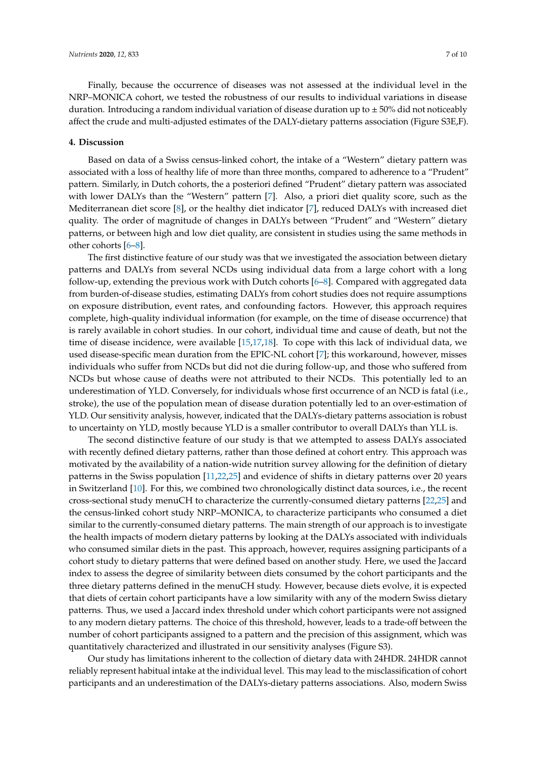Finally, because the occurrence of diseases was not assessed at the individual level in the NRP–MONICA cohort, we tested the robustness of our results to individual variations in disease duration. Introducing a random individual variation of disease duration up to ± 50% did not noticeably affect the crude and multi-adjusted estimates of the DALY-dietary patterns association (Figure S3E,F).

## 4. Discussion

Based on data of a Swiss census-linked cohort, the intake of a "Western" dietary pattern was associated with a loss of healthy life of more than three months, compared to adherence to a "Prudent" pattern. Similarly, in Dutch cohorts, the a posteriori defined "Prudent" dietary pattern was associated with lower DALYs than the "Western" pattern [7]. Also, a priori diet quality score, such as the Mediterranean diet score [8], or the healthy diet indicator [7], reduced DALYs with increased diet quality. The order of magnitude of changes in DALYs between "Prudent" and "Western" dietary patterns, or between high and low diet quality, are consistent in studies using the same methods in other cohorts [6–8].

The first distinctive feature of our study was that we investigated the association between dietary patterns and DALYs from several NCDs using individual data from a large cohort with a long follow-up, extending the previous work with Dutch cohorts [6–8]. Compared with aggregated data from burden-of-disease studies, estimating DALYs from cohort studies does not require assumptions on exposure distribution, event rates, and confounding factors. However, this approach requires complete, high-quality individual information (for example, on the time of disease occurrence) that is rarely available in cohort studies. In our cohort, individual time and cause of death, but not the time of disease incidence, were available [15,17,18]. To cope with this lack of individual data, we used disease-specific mean duration from the EPIC-NL cohort [7]; this workaround, however, misses individuals who suffer from NCDs but did not die during follow-up, and those who suffered from NCDs but whose cause of deaths were not attributed to their NCDs. This potentially led to an underestimation of YLD. Conversely, for individuals whose first occurrence of an NCD is fatal (i.e., stroke), the use of the population mean of disease duration potentially led to an over-estimation of YLD. Our sensitivity analysis, however, indicated that the DALYs-dietary patterns association is robust to uncertainty on YLD, mostly because YLD is a smaller contributor to overall DALYs than YLL is.

The second distinctive feature of our study is that we attempted to assess DALYs associated with recently defined dietary patterns, rather than those defined at cohort entry. This approach was motivated by the availability of a nation-wide nutrition survey allowing for the definition of dietary patterns in the Swiss population [11,22,25] and evidence of shifts in dietary patterns over 20 years in Switzerland [10]. For this, we combined two chronologically distinct data sources, i.e., the recent cross-sectional study menuCH to characterize the currently-consumed dietary patterns [22,25] and the census-linked cohort study NRP–MONICA, to characterize participants who consumed a diet similar to the currently-consumed dietary patterns. The main strength of our approach is to investigate the health impacts of modern dietary patterns by looking at the DALYs associated with individuals who consumed similar diets in the past. This approach, however, requires assigning participants of a cohort study to dietary patterns that were defined based on another study. Here, we used the Jaccard index to assess the degree of similarity between diets consumed by the cohort participants and the three dietary patterns defined in the menuCH study. However, because diets evolve, it is expected that diets of certain cohort participants have a low similarity with any of the modern Swiss dietary patterns. Thus, we used a Jaccard index threshold under which cohort participants were not assigned to any modern dietary patterns. The choice of this threshold, however, leads to a trade-off between the number of cohort participants assigned to a pattern and the precision of this assignment, which was quantitatively characterized and illustrated in our sensitivity analyses (Figure S3).

Our study has limitations inherent to the collection of dietary data with 24HDR. 24HDR cannot reliably represent habitual intake at the individual level. This may lead to the misclassification of cohort participants and an underestimation of the DALYs-dietary patterns associations. Also, modern Swiss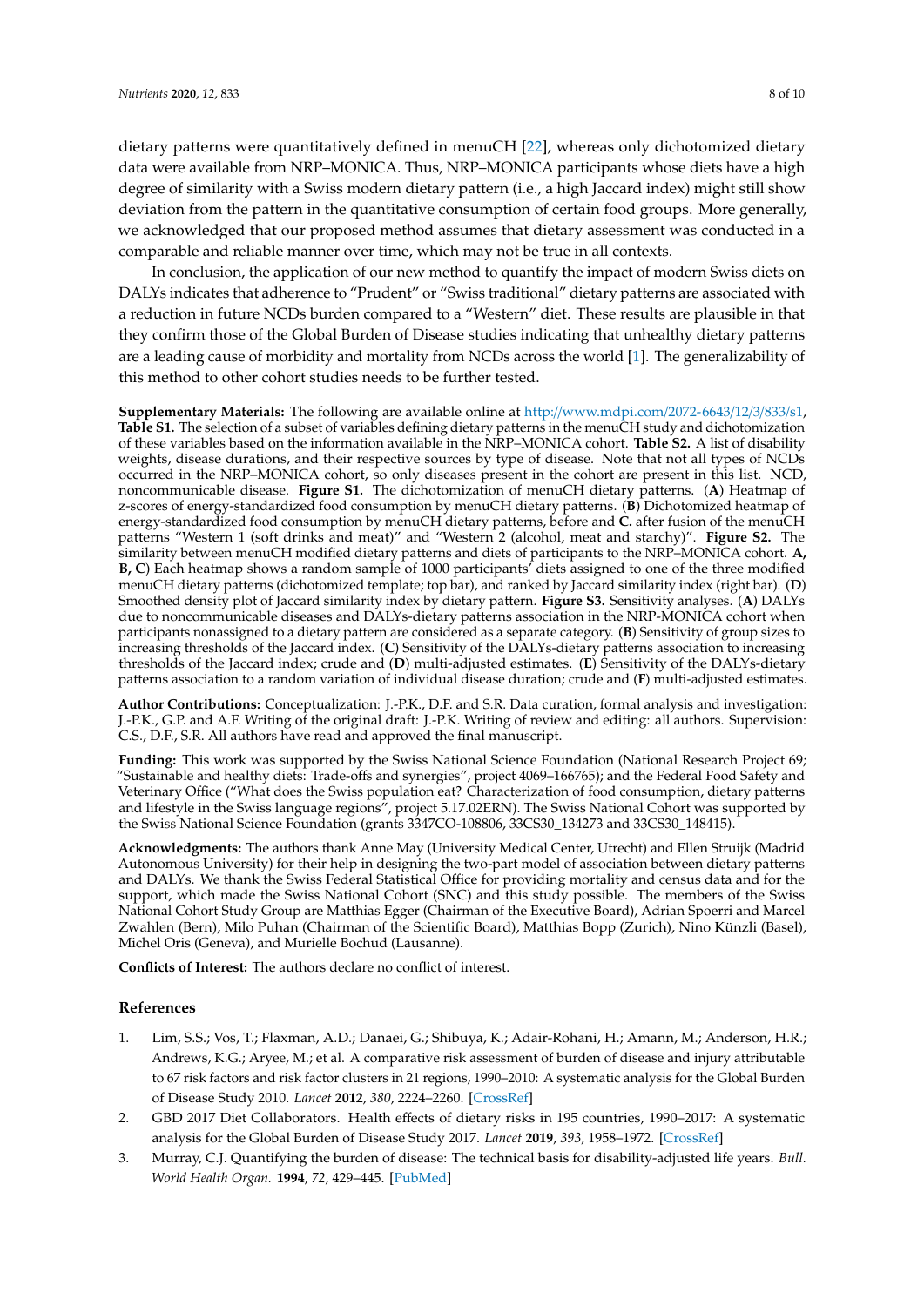dietary patterns were quantitatively defined in menuCH [22], whereas only dichotomized dietary data were available from NRP–MONICA. Thus, NRP–MONICA participants whose diets have a high degree of similarity with a Swiss modern dietary pattern (i.e., a high Jaccard index) might still show deviation from the pattern in the quantitative consumption of certain food groups. More generally, we acknowledged that our proposed method assumes that dietary assessment was conducted in a comparable and reliable manner over time, which may not be true in all contexts.

In conclusion, the application of our new method to quantify the impact of modern Swiss diets on DALYs indicates that adherence to "Prudent" or "Swiss traditional" dietary patterns are associated with a reduction in future NCDs burden compared to a "Western" diet. These results are plausible in that they confirm those of the Global Burden of Disease studies indicating that unhealthy dietary patterns are a leading cause of morbidity and mortality from NCDs across the world [1]. The generalizability of this method to other cohort studies needs to be further tested.

**Supplementary Materials:** The following are available online at http://www.mdpi.com/2072-6643/12/3/833/s1, **Table S1.** The selection of a subset of variables defining dietary patterns in the menuCH study and dichotomization of these variables based on the information available in the NRP–MONICA cohort. **Table S2.** A list of disability weights, disease durations, and their respective sources by type of disease. Note that not all types of NCDs occurred in the NRP–MONICA cohort, so only diseases present in the cohort are present in this list. NCD, noncommunicable disease. **Figure S1.** The dichotomization of menuCH dietary patterns. (**A**) Heatmap of z-scores of energy-standardized food consumption by menuCH dietary patterns. (**B**) Dichotomized heatmap of energy-standardized food consumption by menuCH dietary patterns, before and **C.** after fusion of the menuCH patterns "Western 1 (soft drinks and meat)" and "Western 2 (alcohol, meat and starchy)". **Figure S2.** The similarity between menuCH modified dietary patterns and diets of participants to the NRP–MONICA cohort. **A, B, C**) Each heatmap shows a random sample of 1000 participants' diets assigned to one of the three modified menuCH dietary patterns (dichotomized template; top bar), and ranked by Jaccard similarity index (right bar). (**D**) Smoothed density plot of Jaccard similarity index by dietary pattern. **Figure S3.** Sensitivity analyses. (**A**) DALYs due to noncommunicable diseases and DALYs-dietary patterns association in the NRP-MONICA cohort when participants nonassigned to a dietary pattern are considered as a separate category. (**B**) Sensitivity of group sizes to increasing thresholds of the Jaccard index. (**C**) Sensitivity of the DALYs-dietary patterns association to increasing thresholds of the Jaccard index; crude and (**D**) multi-adjusted estimates. (**E**) Sensitivity of the DALYs-dietary patterns association to a random variation of individual disease duration; crude and (**F**) multi-adjusted estimates.

**Author Contributions:** Conceptualization: J.-P.K., D.F. and S.R. Data curation, formal analysis and investigation: J.-P.K., G.P. and A.F. Writing of the original draft: J.-P.K. Writing of review and editing: all authors. Supervision: C.S., D.F., S.R. All authors have read and approved the final manuscript.

**Funding:** This work was supported by the Swiss National Science Foundation (National Research Project 69; "Sustainable and healthy diets: Trade-offs and synergies", project 4069–166765); and the Federal Food Safety and Veterinary Office ("What does the Swiss population eat? Characterization of food consumption, dietary patterns and lifestyle in the Swiss language regions", project 5.17.02ERN). The Swiss National Cohort was supported by the Swiss National Science Foundation (grants 3347CO-108806, 33CS30_134273 and 33CS30_148415).

**Acknowledgments:** The authors thank Anne May (University Medical Center, Utrecht) and Ellen Struijk (Madrid Autonomous University) for their help in designing the two-part model of association between dietary patterns and DALYs. We thank the Swiss Federal Statistical Office for providing mortality and census data and for the support, which made the Swiss National Cohort (SNC) and this study possible. The members of the Swiss National Cohort Study Group are Matthias Egger (Chairman of the Executive Board), Adrian Spoerri and Marcel Zwahlen (Bern), Milo Puhan (Chairman of the Scientific Board), Matthias Bopp (Zurich), Nino Künzli (Basel), Michel Oris (Geneva), and Murielle Bochud (Lausanne).

**Conflicts of Interest:** The authors declare no conflict of interest.

## References

1. Lim, S.S.; Vos, T.; Flaxman, A.D.; Danaei, G.; Shibuya, K.; Adair-Rohani, H.; Amann, M.; Anderson, H.R.; Andrews, K.G.; Aryee, M.; et al. A comparative risk assessment of burden of disease and injury attributable to 67 risk factors and risk factor clusters in 21 regions, 1990–2010: A systematic analysis for the Global Burden of Disease Study 2010. *Lancet* **2012**, *380*, 2224–2260. [CrossRef]
2. GBD 2017 Diet Collaborators. Health effects of dietary risks in 195 countries, 1990–2017: A systematic analysis for the Global Burden of Disease Study 2017. *Lancet* **2019**, *393*, 1958–1972. [CrossRef]
3. Murray, C.J. Quantifying the burden of disease: The technical basis for disability-adjusted life years. *Bull. World Health Organ.* **1994**, *72*, 429–445. [PubMed]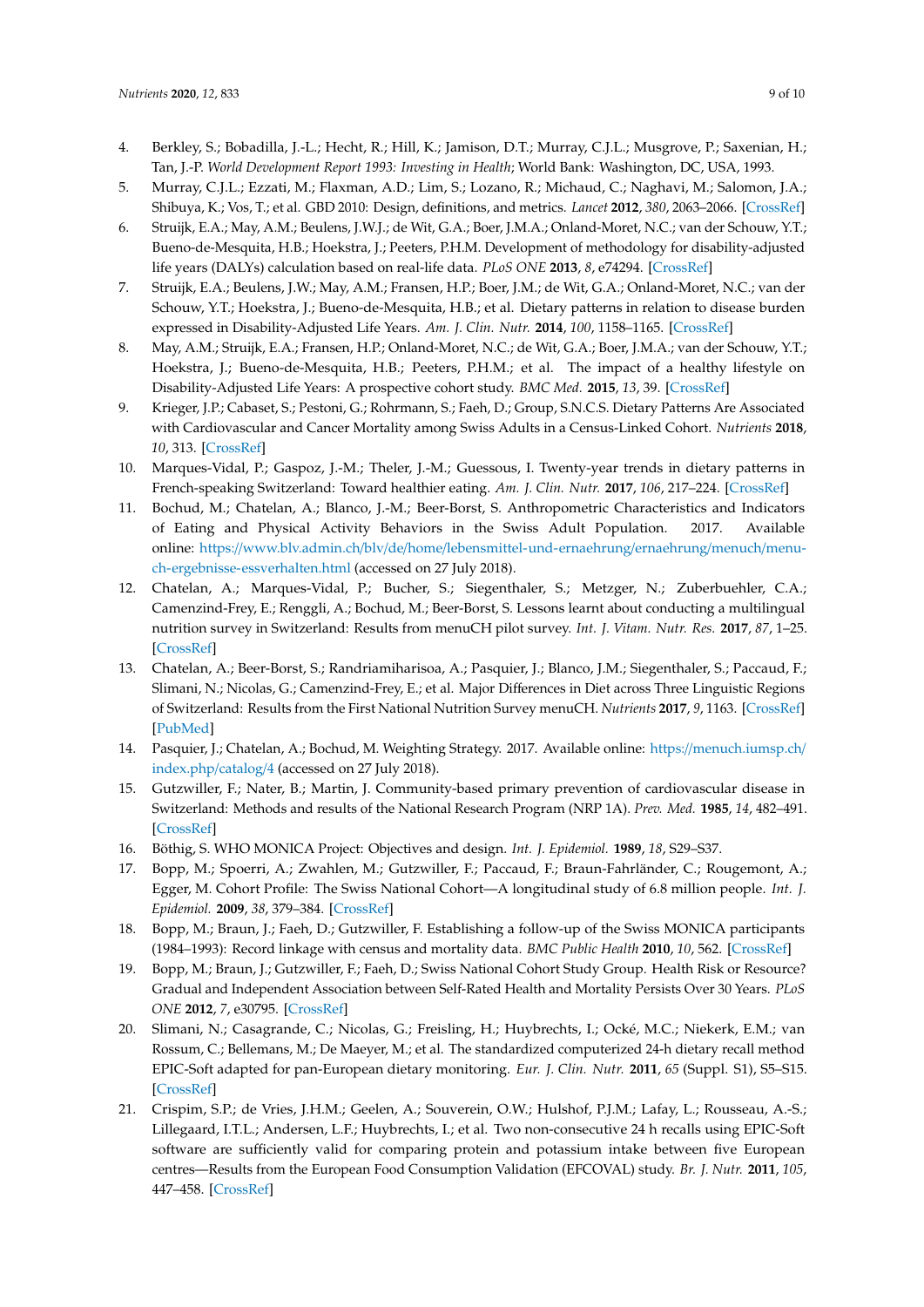4. Berkley, S.; Bobadilla, J.-L.; Hecht, R.; Hill, K.; Jamison, D.T.; Murray, C.J.L.; Musgrove, P.; Saxenian, H.; Tan, J.-P. *World Development Report 1993: Investing in Health*; World Bank: Washington, DC, USA, 1993.
5. Murray, C.J.L.; Ezzati, M.; Flaxman, A.D.; Lim, S.; Lozano, R.; Michaud, C.; Naghavi, M.; Salomon, J.A.; Shibuya, K.; Vos, T.; et al. GBD 2010: Design, definitions, and metrics. *Lancet* **2012**, *380*, 2063–2066. [CrossRef]
6. Struijk, E.A.; May, A.M.; Beulens, J.W.J.; de Wit, G.A.; Boer, J.M.A.; Onland-Moret, N.C.; van der Schouw, Y.T.; Bueno-de-Mesquita, H.B.; Hoekstra, J.; Peeters, P.H.M. Development of methodology for disability-adjusted life years (DALYs) calculation based on real-life data. *PLoS ONE* **2013**, *8*, e74294. [CrossRef]
7. Struijk, E.A.; Beulens, J.W.; May, A.M.; Fransen, H.P.; Boer, J.M.; de Wit, G.A.; Onland-Moret, N.C.; van der Schouw, Y.T.; Hoekstra, J.; Bueno-de-Mesquita, H.B.; et al. Dietary patterns in relation to disease burden expressed in Disability-Adjusted Life Years. *Am. J. Clin. Nutr.* **2014**, *100*, 1158–1165. [CrossRef]
8. May, A.M.; Struijk, E.A.; Fransen, H.P.; Onland-Moret, N.C.; de Wit, G.A.; Boer, J.M.A.; van der Schouw, Y.T.; Hoekstra, J.; Bueno-de-Mesquita, H.B.; Peeters, P.H.M.; et al. The impact of a healthy lifestyle on Disability-Adjusted Life Years: A prospective cohort study. *BMC Med.* **2015**, *13*, 39. [CrossRef]
9. Krieger, J.P.; Cabaset, S.; Pestoni, G.; Rohrmann, S.; Faeh, D.; Group, S.N.C.S. Dietary Patterns Are Associated with Cardiovascular and Cancer Mortality among Swiss Adults in a Census-Linked Cohort. *Nutrients* **2018**, *10*, 313. [CrossRef]
10. Marques-Vidal, P.; Gaspoz, J.-M.; Theler, J.-M.; Guessous, I. Twenty-year trends in dietary patterns in French-speaking Switzerland: Toward healthier eating. *Am. J. Clin. Nutr.* **2017**, *106*, 217–224. [CrossRef]
11. Bochud, M.; Chatelan, A.; Blanco, J.-M.; Beer-Borst, S. Anthropometric Characteristics and Indicators of Eating and Physical Activity Behaviors in the Swiss Adult Population. 2017. Available online: https://www.blv.admin.ch/blv/de/home/lebensmittel-und-ernaehrung/ernaehrung/menuch/menu-ch-ergebnisse-essverhalten.html (accessed on 27 July 2018).
12. Chatelan, A.; Marques-Vidal, P.; Bucher, S.; Siegenthaler, S.; Metzger, N.; Zuberbuehler, C.A.; Camenzind-Frey, E.; Renggli, A.; Bochud, M.; Beer-Borst, S. Lessons learnt about conducting a multilingual nutrition survey in Switzerland: Results from menuCH pilot survey. *Int. J. Vitam. Nutr. Res.* **2017**, *87*, 1–25. [CrossRef]
13. Chatelan, A.; Beer-Borst, S.; Randriamiharisoa, A.; Pasquier, J.; Blanco, J.M.; Siegenthaler, S.; Paccaud, F.; Slimani, N.; Nicolas, G.; Camenzind-Frey, E.; et al. Major Differences in Diet across Three Linguistic Regions of Switzerland: Results from the First National Nutrition Survey menuCH. *Nutrients* **2017**, *9*, 1163. [CrossRef] [PubMed]
14. Pasquier, J.; Chatelan, A.; Bochud, M. Weighting Strategy. 2017. Available online: https://menuch.iumsp.ch/index.php/catalog/4 (accessed on 27 July 2018).
15. Gutzwiller, F.; Nater, B.; Martin, J. Community-based primary prevention of cardiovascular disease in Switzerland: Methods and results of the National Research Program (NRP 1A). *Prev. Med.* **1985**, *14*, 482–491. [CrossRef]
16. Böthig, S. WHO MONICA Project: Objectives and design. *Int. J. Epidemiol.* **1989**, *18*, S29–S37.
17. Bopp, M.; Spoerri, A.; Zwahlen, M.; Gutzwiller, F.; Paccaud, F.; Braun-Fahrländer, C.; Rougemont, A.; Egger, M. Cohort Profile: The Swiss National Cohort—A longitudinal study of 6.8 million people. *Int. J. Epidemiol.* **2009**, *38*, 379–384. [CrossRef]
18. Bopp, M.; Braun, J.; Faeh, D.; Gutzwiller, F. Establishing a follow-up of the Swiss MONICA participants (1984–1993): Record linkage with census and mortality data. *BMC Public Health* **2010**, *10*, 562. [CrossRef]
19. Bopp, M.; Braun, J.; Gutzwiller, F.; Faeh, D.; Swiss National Cohort Study Group. Health Risk or Resource? Gradual and Independent Association between Self-Rated Health and Mortality Persists Over 30 Years. *PLoS ONE* **2012**, *7*, e30795. [CrossRef]
20. Slimani, N.; Casagrande, C.; Nicolas, G.; Freisling, H.; Huybrechts, I.; Ocké, M.C.; Niekerk, E.M.; van Rossum, C.; Bellemans, M.; De Maeyer, M.; et al. The standardized computerized 24-h dietary recall method EPIC-Soft adapted for pan-European dietary monitoring. *Eur. J. Clin. Nutr.* **2011**, *65* (Suppl. S1), S5–S15. [CrossRef]
21. Crispim, S.P.; de Vries, J.H.M.; Geelen, A.; Souverein, O.W.; Hulshof, P.J.M.; Lafay, L.; Rousseau, A.-S.; Lillegaard, I.T.L.; Andersen, L.F.; Huybrechts, I.; et al. Two non-consecutive 24 h recalls using EPIC-Soft software are sufficiently valid for comparing protein and potassium intake between five European centres—Results from the European Food Consumption Validation (EFCOVAL) study. *Br. J. Nutr.* **2011**, *105*, 447–458. [CrossRef]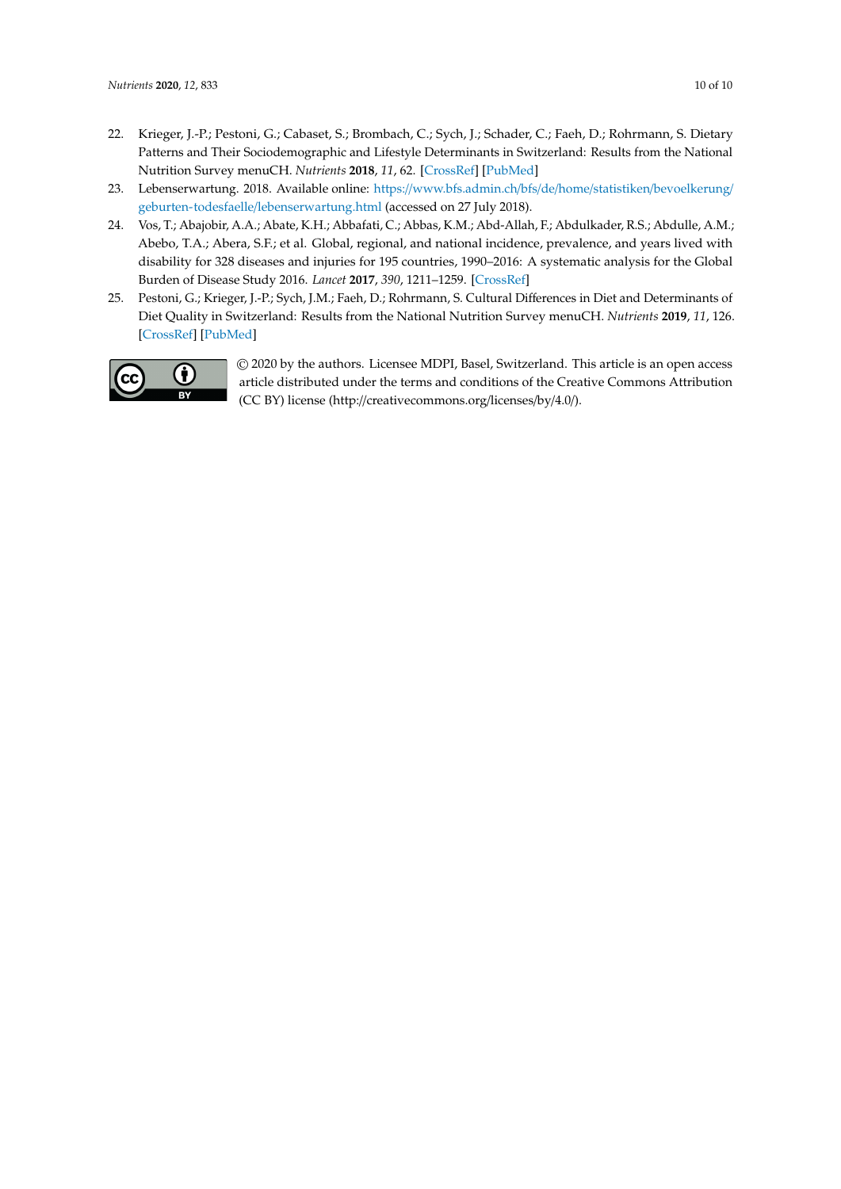22. Krieger, J.-P.; Pestoni, G.; Cabaset, S.; Brombach, C.; Sych, J.; Schader, C.; Faeh, D.; Rohrmann, S. Dietary Patterns and Their Sociodemographic and Lifestyle Determinants in Switzerland: Results from the National Nutrition Survey menuCH. *Nutrients* **2018**, *11*, 62. [CrossRef] [PubMed]
23. Lebenserwartung. 2018. Available online: https://www.bfs.admin.ch/bfs/de/home/statistiken/bevoelkerung/geburten-todesfaelle/lebenserwartung.html (accessed on 27 July 2018).
24. Vos, T.; Abajobir, A.A.; Abate, K.H.; Abbafati, C.; Abbas, K.M.; Abd-Allah, F.; Abdulkader, R.S.; Abdulle, A.M.; Abebo, T.A.; Abera, S.F.; et al. Global, regional, and national incidence, prevalence, and years lived with disability for 328 diseases and injuries for 195 countries, 1990–2016: A systematic analysis for the Global Burden of Disease Study 2016. *Lancet* **2017**, *390*, 1211–1259. [CrossRef]
25. Pestoni, G.; Krieger, J.-P.; Sych, J.M.; Faeh, D.; Rohrmann, S. Cultural Differences in Diet and Determinants of Diet Quality in Switzerland: Results from the National Nutrition Survey menuCH. *Nutrients* **2019**, *11*, 126. [CrossRef] [PubMed]

© 2020 by the authors. Licensee MDPI, Basel, Switzerland. This article is an open access article distributed under the terms and conditions of the Creative Commons Attribution (CC BY) license (http://creativecommons.org/licenses/by/4.0/).